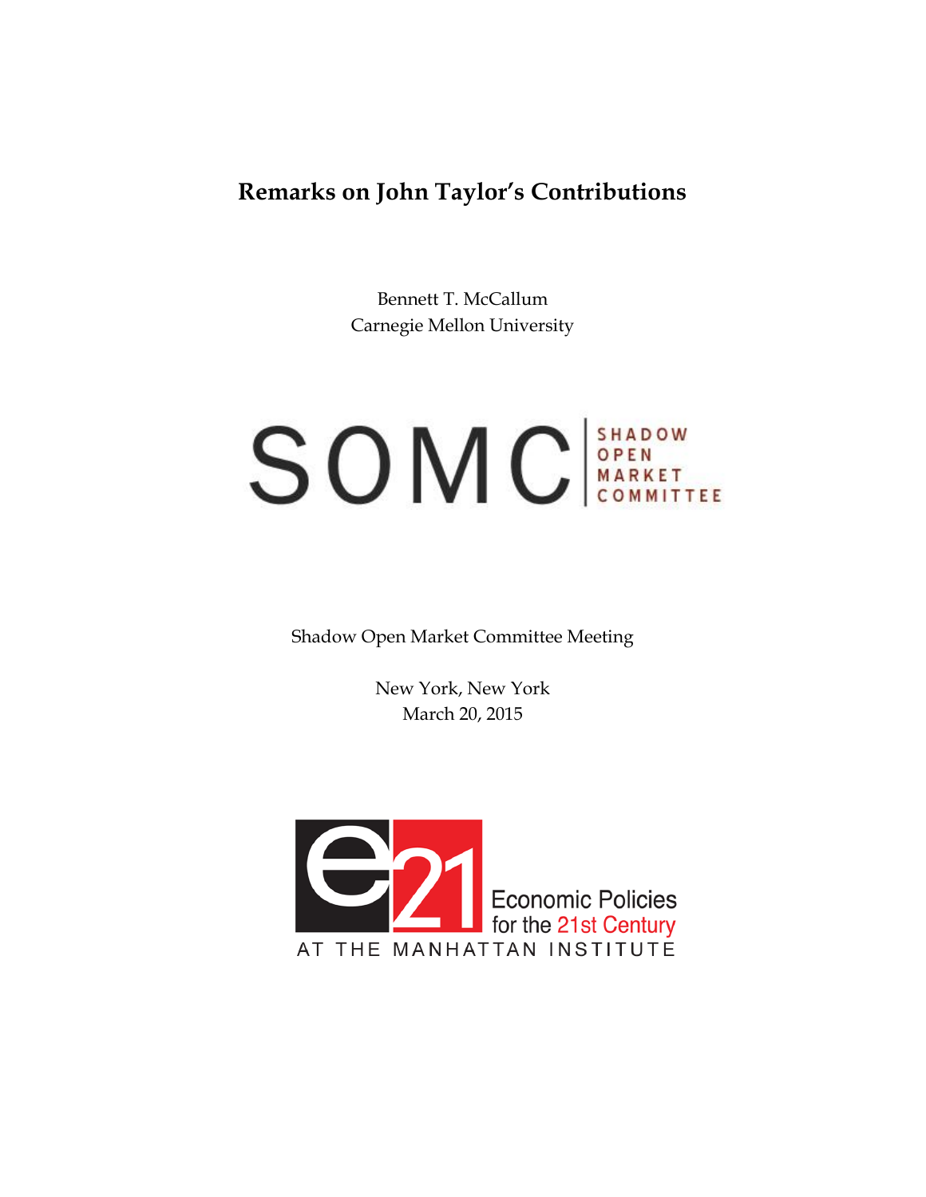# Remarks on John Taylor's Contributions

Bennett T. McCallum
Carnegie Mellon University

SOMC SHADOW OPEN MARKET COMMITTEE

Shadow Open Market Committee Meeting

New York, New York
March 20, 2015

e21 Economic Policies for the 21st Century
AT THE MANHATTAN INSTITUTE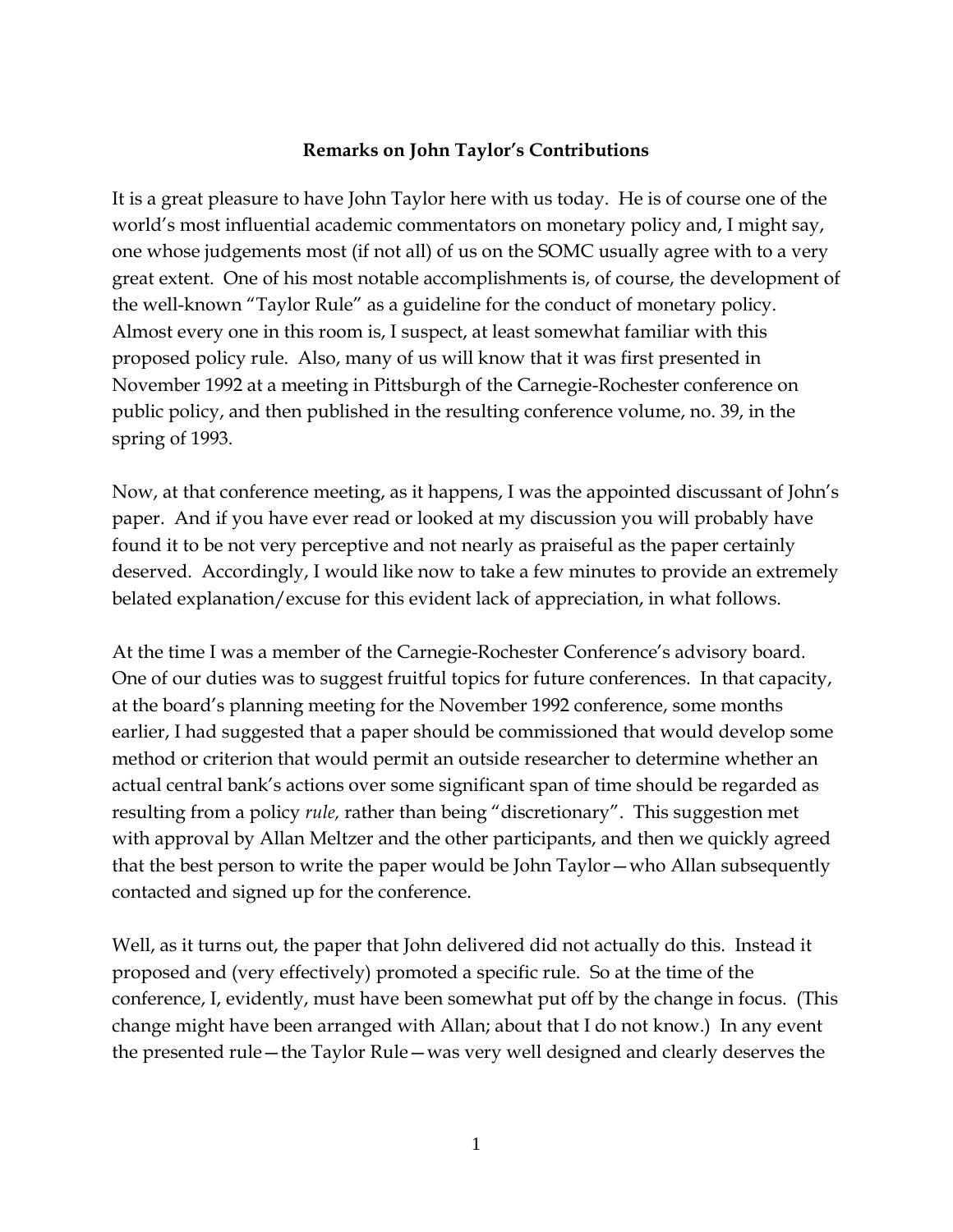**Remarks on John Taylor's Contributions**

It is a great pleasure to have John Taylor here with us today. He is of course one of the world's most influential academic commentators on monetary policy and, I might say, one whose judgements most (if not all) of us on the SOMC usually agree with to a very great extent. One of his most notable accomplishments is, of course, the development of the well-known "Taylor Rule" as a guideline for the conduct of monetary policy. Almost every one in this room is, I suspect, at least somewhat familiar with this proposed policy rule. Also, many of us will know that it was first presented in November 1992 at a meeting in Pittsburgh of the Carnegie-Rochester conference on public policy, and then published in the resulting conference volume, no. 39, in the spring of 1993.

Now, at that conference meeting, as it happens, I was the appointed discussant of John's paper. And if you have ever read or looked at my discussion you will probably have found it to be not very perceptive and not nearly as praiseful as the paper certainly deserved. Accordingly, I would like now to take a few minutes to provide an extremely belated explanation/excuse for this evident lack of appreciation, in what follows.

At the time I was a member of the Carnegie-Rochester Conference's advisory board. One of our duties was to suggest fruitful topics for future conferences. In that capacity, at the board's planning meeting for the November 1992 conference, some months earlier, I had suggested that a paper should be commissioned that would develop some method or criterion that would permit an outside researcher to determine whether an actual central bank's actions over some significant span of time should be regarded as resulting from a policy *rule,* rather than being "discretionary". This suggestion met with approval by Allan Meltzer and the other participants, and then we quickly agreed that the best person to write the paper would be John Taylor—who Allan subsequently contacted and signed up for the conference.

Well, as it turns out, the paper that John delivered did not actually do this. Instead it proposed and (very effectively) promoted a specific rule. So at the time of the conference, I, evidently, must have been somewhat put off by the change in focus. (This change might have been arranged with Allan; about that I do not know.) In any event the presented rule—the Taylor Rule—was very well designed and clearly deserves the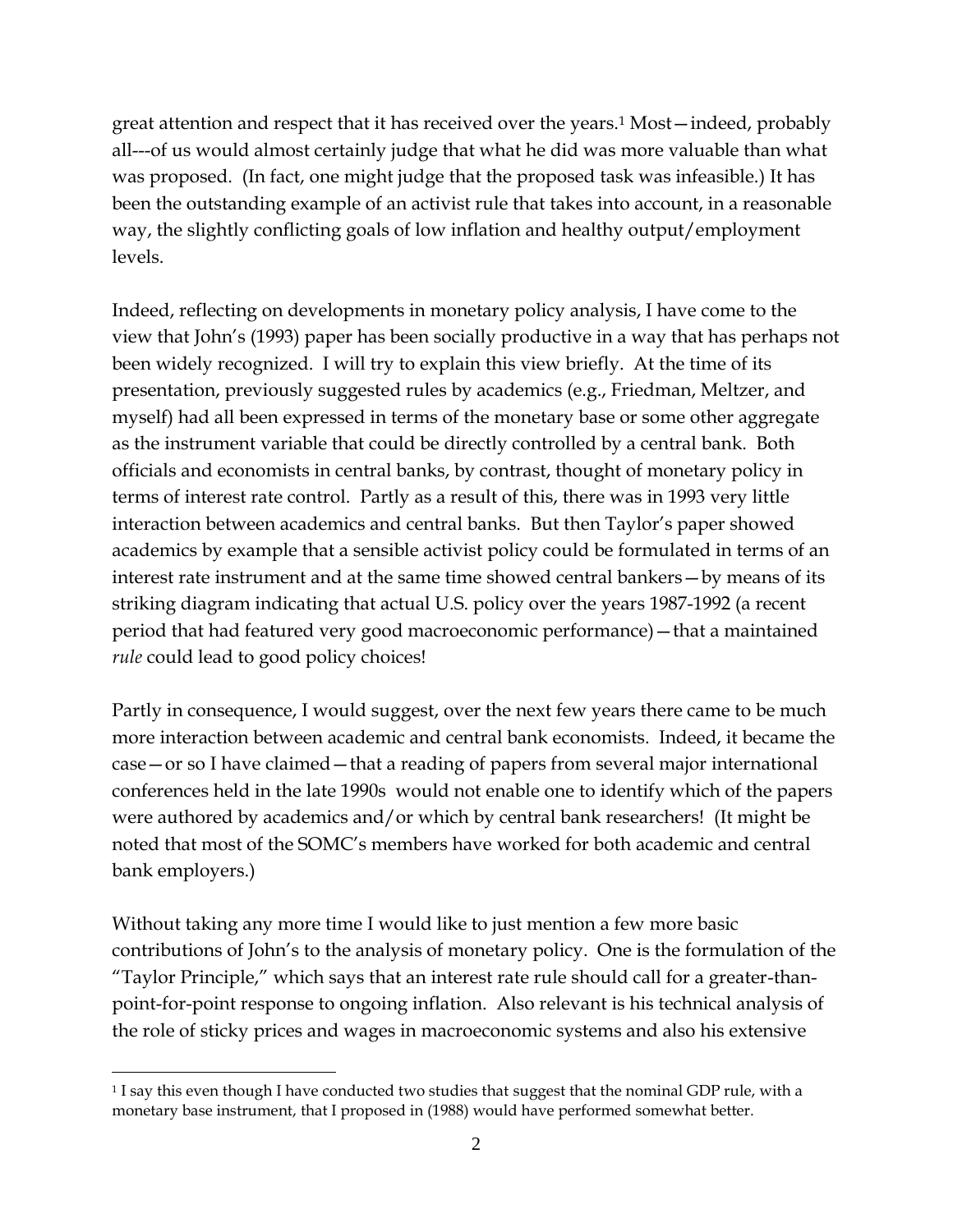great attention and respect that it has received over the years.[1] Most—indeed, probably all---of us would almost certainly judge that what he did was more valuable than what was proposed. (In fact, one might judge that the proposed task was infeasible.) It has been the outstanding example of an activist rule that takes into account, in a reasonable way, the slightly conflicting goals of low inflation and healthy output/employment levels.

Indeed, reflecting on developments in monetary policy analysis, I have come to the view that John's (1993) paper has been socially productive in a way that has perhaps not been widely recognized. I will try to explain this view briefly. At the time of its presentation, previously suggested rules by academics (e.g., Friedman, Meltzer, and myself) had all been expressed in terms of the monetary base or some other aggregate as the instrument variable that could be directly controlled by a central bank. Both officials and economists in central banks, by contrast, thought of monetary policy in terms of interest rate control. Partly as a result of this, there was in 1993 very little interaction between academics and central banks. But then Taylor's paper showed academics by example that a sensible activist policy could be formulated in terms of an interest rate instrument and at the same time showed central bankers—by means of its striking diagram indicating that actual U.S. policy over the years 1987-1992 (a recent period that had featured very good macroeconomic performance)—that a maintained *rule* could lead to good policy choices!

Partly in consequence, I would suggest, over the next few years there came to be much more interaction between academic and central bank economists. Indeed, it became the case—or so I have claimed—that a reading of papers from several major international conferences held in the late 1990s would not enable one to identify which of the papers were authored by academics and/or which by central bank researchers! (It might be noted that most of the SOMC's members have worked for both academic and central bank employers.)

Without taking any more time I would like to just mention a few more basic contributions of John's to the analysis of monetary policy. One is the formulation of the "Taylor Principle," which says that an interest rate rule should call for a greater-than-point-for-point response to ongoing inflation. Also relevant is his technical analysis of the role of sticky prices and wages in macroeconomic systems and also his extensive

[1] I say this even though I have conducted two studies that suggest that the nominal GDP rule, with a monetary base instrument, that I proposed in (1988) would have performed somewhat better.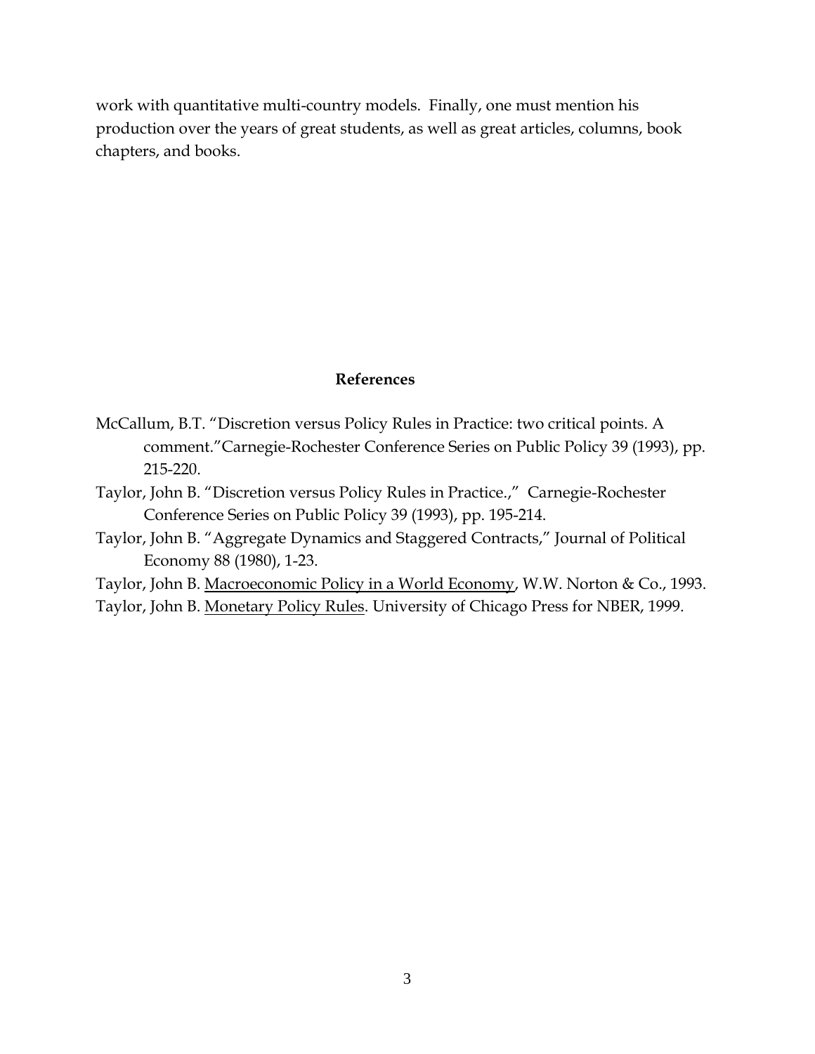work with quantitative multi-country models. Finally, one must mention his production over the years of great students, as well as great articles, columns, book chapters, and books.

## References

McCallum, B.T. "Discretion versus Policy Rules in Practice: two critical points. A comment."Carnegie-Rochester Conference Series on Public Policy 39 (1993), pp. 215-220.

Taylor, John B. "Discretion versus Policy Rules in Practice.," Carnegie-Rochester Conference Series on Public Policy 39 (1993), pp. 195-214.

Taylor, John B. "Aggregate Dynamics and Staggered Contracts," Journal of Political Economy 88 (1980), 1-23.

Taylor, John B. Macroeconomic Policy in a World Economy, W.W. Norton & Co., 1993.

Taylor, John B. Monetary Policy Rules. University of Chicago Press for NBER, 1999.